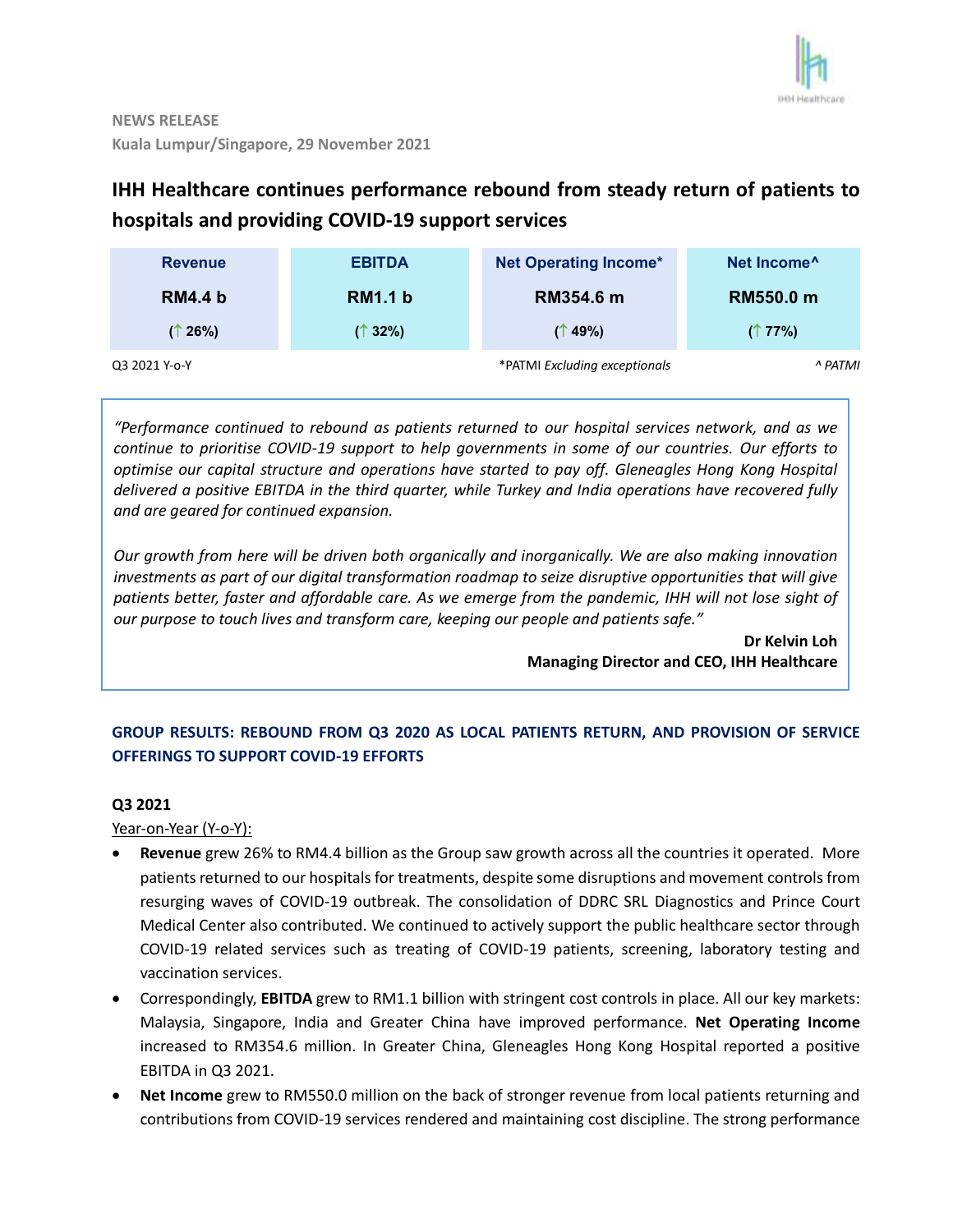NEWS RELEASE
Kuala Lumpur/Singapore, 29 November 2021

# IHH Healthcare continues performance rebound from steady return of patients to hospitals and providing COVID-19 support services

| Revenue | EBITDA | Net Operating Income* | Net Income^ |
|---|---|---|---|
| RM4.4 b | RM1.1 b | RM354.6 m | RM550.0 m |
| (↑ 26%) | (↑ 32%) | (↑ 49%) | (↑ 77%) |

Q3 2021 Y-o-Y | *PATMI *Excluding exceptionals* | ^ *PATMI*

> *"Performance continued to rebound as patients returned to our hospital services network, and as we continue to prioritise COVID-19 support to help governments in some of our countries. Our efforts to optimise our capital structure and operations have started to pay off. Gleneagles Hong Kong Hospital delivered a positive EBITDA in the third quarter, while Turkey and India operations have recovered fully and are geared for continued expansion.*
>
> *Our growth from here will be driven both organically and inorganically. We are also making innovation investments as part of our digital transformation roadmap to seize disruptive opportunities that will give patients better, faster and affordable care. As we emerge from the pandemic, IHH will not lose sight of our purpose to touch lives and transform care, keeping our people and patients safe."*
>
> **Dr Kelvin Loh**
> **Managing Director and CEO, IHH Healthcare**

## GROUP RESULTS: REBOUND FROM Q3 2020 AS LOCAL PATIENTS RETURN, AND PROVISION OF SERVICE OFFERINGS TO SUPPORT COVID-19 EFFORTS

### Q3 2021

Year-on-Year (Y-o-Y):

- **Revenue** grew 26% to RM4.4 billion as the Group saw growth across all the countries it operated. More patients returned to our hospitals for treatments, despite some disruptions and movement controls from resurging waves of COVID-19 outbreak. The consolidation of DDRC SRL Diagnostics and Prince Court Medical Center also contributed. We continued to actively support the public healthcare sector through COVID-19 related services such as treating of COVID-19 patients, screening, laboratory testing and vaccination services.
- Correspondingly, **EBITDA** grew to RM1.1 billion with stringent cost controls in place. All our key markets: Malaysia, Singapore, India and Greater China have improved performance. **Net Operating Income** increased to RM354.6 million. In Greater China, Gleneagles Hong Kong Hospital reported a positive EBITDA in Q3 2021.
- **Net Income** grew to RM550.0 million on the back of stronger revenue from local patients returning and contributions from COVID-19 services rendered and maintaining cost discipline. The strong performance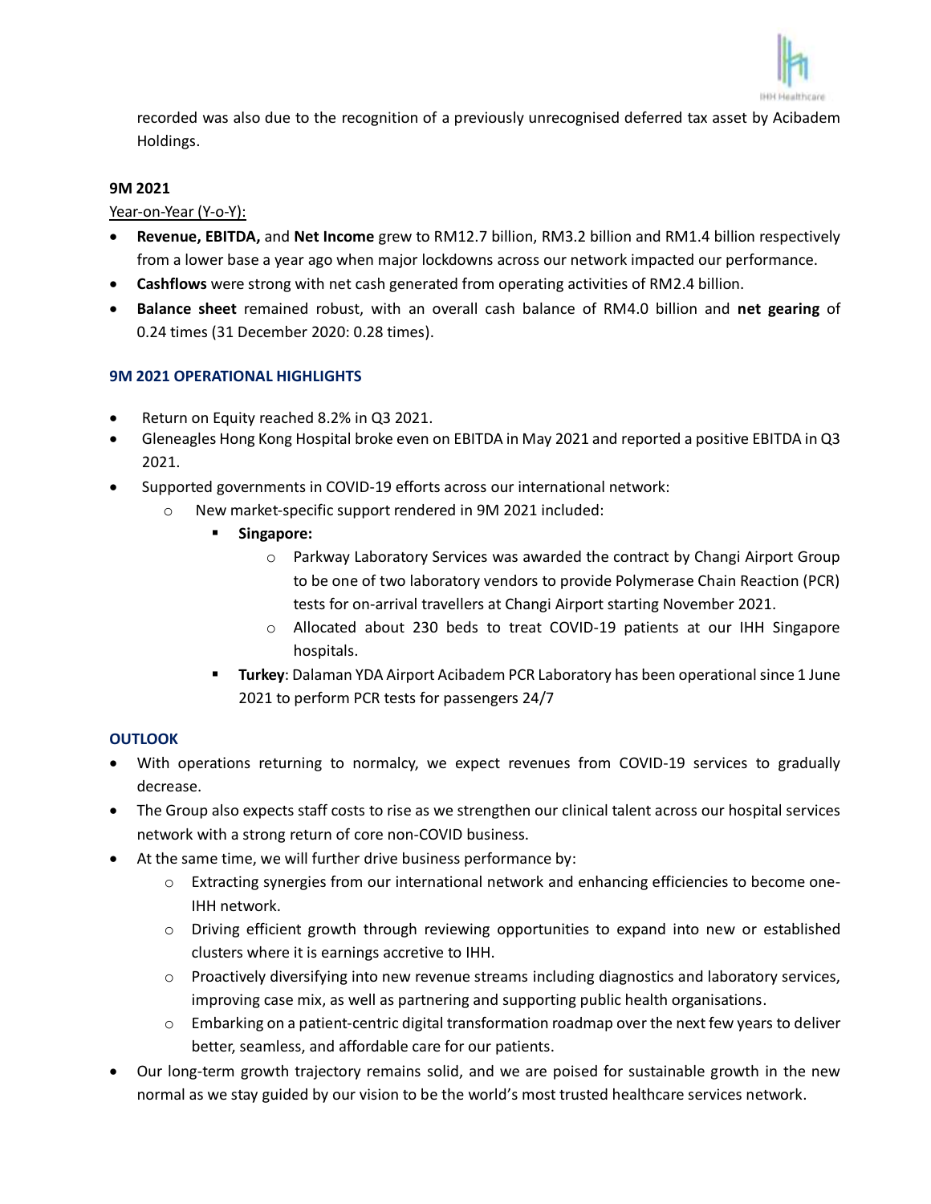recorded was also due to the recognition of a previously unrecognised deferred tax asset by Acibadem Holdings.

**9M 2021**

Year-on-Year (Y-o-Y):

- **Revenue, EBITDA,** and **Net Income** grew to RM12.7 billion, RM3.2 billion and RM1.4 billion respectively from a lower base a year ago when major lockdowns across our network impacted our performance.
- **Cashflows** were strong with net cash generated from operating activities of RM2.4 billion.
- **Balance sheet** remained robust, with an overall cash balance of RM4.0 billion and **net gearing** of 0.24 times (31 December 2020: 0.28 times).

**9M 2021 OPERATIONAL HIGHLIGHTS**

- Return on Equity reached 8.2% in Q3 2021.
- Gleneagles Hong Kong Hospital broke even on EBITDA in May 2021 and reported a positive EBITDA in Q3 2021.
- Supported governments in COVID-19 efforts across our international network:
  - New market-specific support rendered in 9M 2021 included:
    - **Singapore:**
      - Parkway Laboratory Services was awarded the contract by Changi Airport Group to be one of two laboratory vendors to provide Polymerase Chain Reaction (PCR) tests for on-arrival travellers at Changi Airport starting November 2021.
      - Allocated about 230 beds to treat COVID-19 patients at our IHH Singapore hospitals.
    - **Turkey**: Dalaman YDA Airport Acibadem PCR Laboratory has been operational since 1 June 2021 to perform PCR tests for passengers 24/7

**OUTLOOK**

- With operations returning to normalcy, we expect revenues from COVID-19 services to gradually decrease.
- The Group also expects staff costs to rise as we strengthen our clinical talent across our hospital services network with a strong return of core non-COVID business.
- At the same time, we will further drive business performance by:
  - Extracting synergies from our international network and enhancing efficiencies to become one-IHH network.
  - Driving efficient growth through reviewing opportunities to expand into new or established clusters where it is earnings accretive to IHH.
  - Proactively diversifying into new revenue streams including diagnostics and laboratory services, improving case mix, as well as partnering and supporting public health organisations.
  - Embarking on a patient-centric digital transformation roadmap over the next few years to deliver better, seamless, and affordable care for our patients.
- Our long-term growth trajectory remains solid, and we are poised for sustainable growth in the new normal as we stay guided by our vision to be the world's most trusted healthcare services network.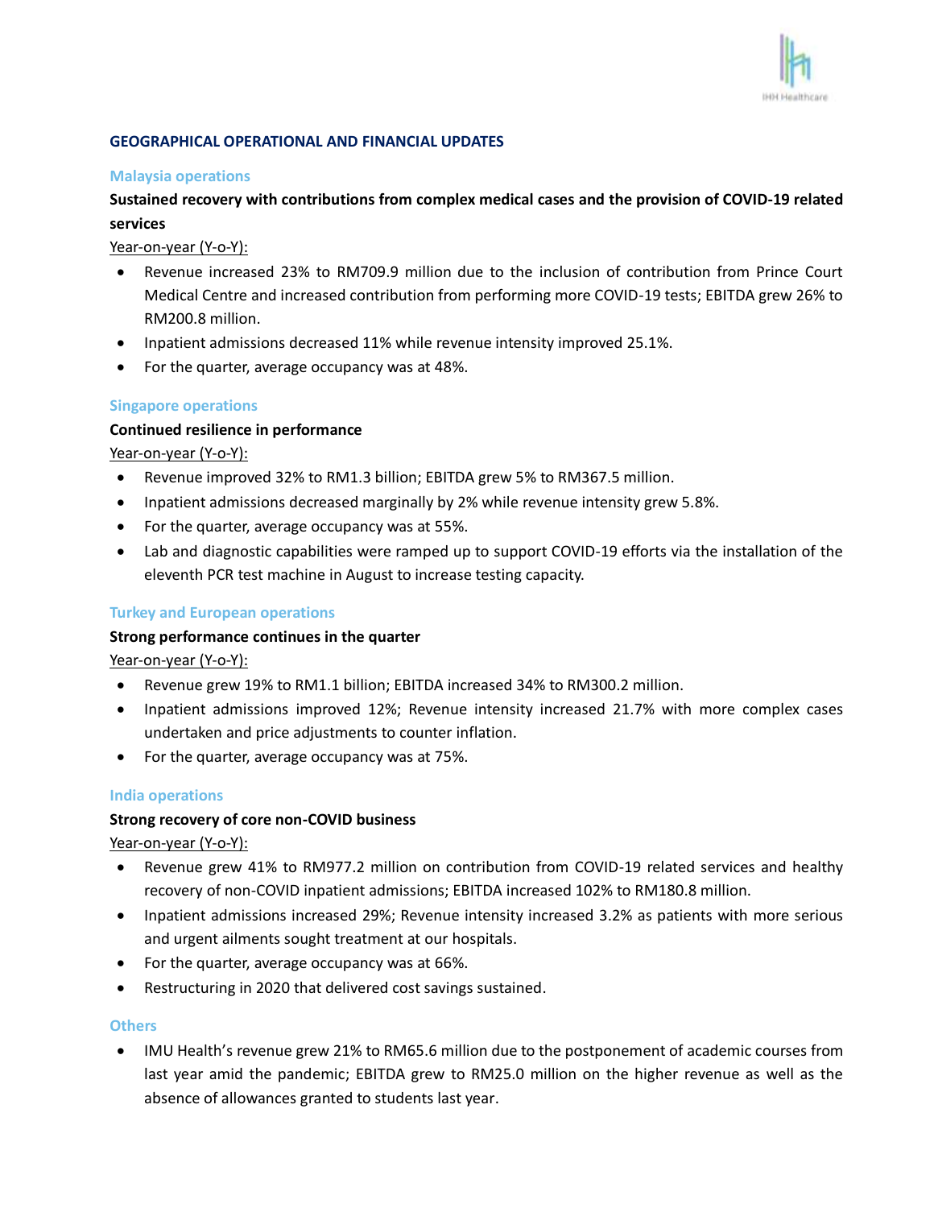## GEOGRAPHICAL OPERATIONAL AND FINANCIAL UPDATES

### Malaysia operations

**Sustained recovery with contributions from complex medical cases and the provision of COVID-19 related services**

Year-on-year (Y-o-Y):

- Revenue increased 23% to RM709.9 million due to the inclusion of contribution from Prince Court Medical Centre and increased contribution from performing more COVID-19 tests; EBITDA grew 26% to RM200.8 million.
- Inpatient admissions decreased 11% while revenue intensity improved 25.1%.
- For the quarter, average occupancy was at 48%.

### Singapore operations

**Continued resilience in performance**

Year-on-year (Y-o-Y):

- Revenue improved 32% to RM1.3 billion; EBITDA grew 5% to RM367.5 million.
- Inpatient admissions decreased marginally by 2% while revenue intensity grew 5.8%.
- For the quarter, average occupancy was at 55%.
- Lab and diagnostic capabilities were ramped up to support COVID-19 efforts via the installation of the eleventh PCR test machine in August to increase testing capacity.

### Turkey and European operations

**Strong performance continues in the quarter**

Year-on-year (Y-o-Y):

- Revenue grew 19% to RM1.1 billion; EBITDA increased 34% to RM300.2 million.
- Inpatient admissions improved 12%; Revenue intensity increased 21.7% with more complex cases undertaken and price adjustments to counter inflation.
- For the quarter, average occupancy was at 75%.

### India operations

**Strong recovery of core non-COVID business**

Year-on-year (Y-o-Y):

- Revenue grew 41% to RM977.2 million on contribution from COVID-19 related services and healthy recovery of non-COVID inpatient admissions; EBITDA increased 102% to RM180.8 million.
- Inpatient admissions increased 29%; Revenue intensity increased 3.2% as patients with more serious and urgent ailments sought treatment at our hospitals.
- For the quarter, average occupancy was at 66%.
- Restructuring in 2020 that delivered cost savings sustained.

### Others

- IMU Health's revenue grew 21% to RM65.6 million due to the postponement of academic courses from last year amid the pandemic; EBITDA grew to RM25.0 million on the higher revenue as well as the absence of allowances granted to students last year.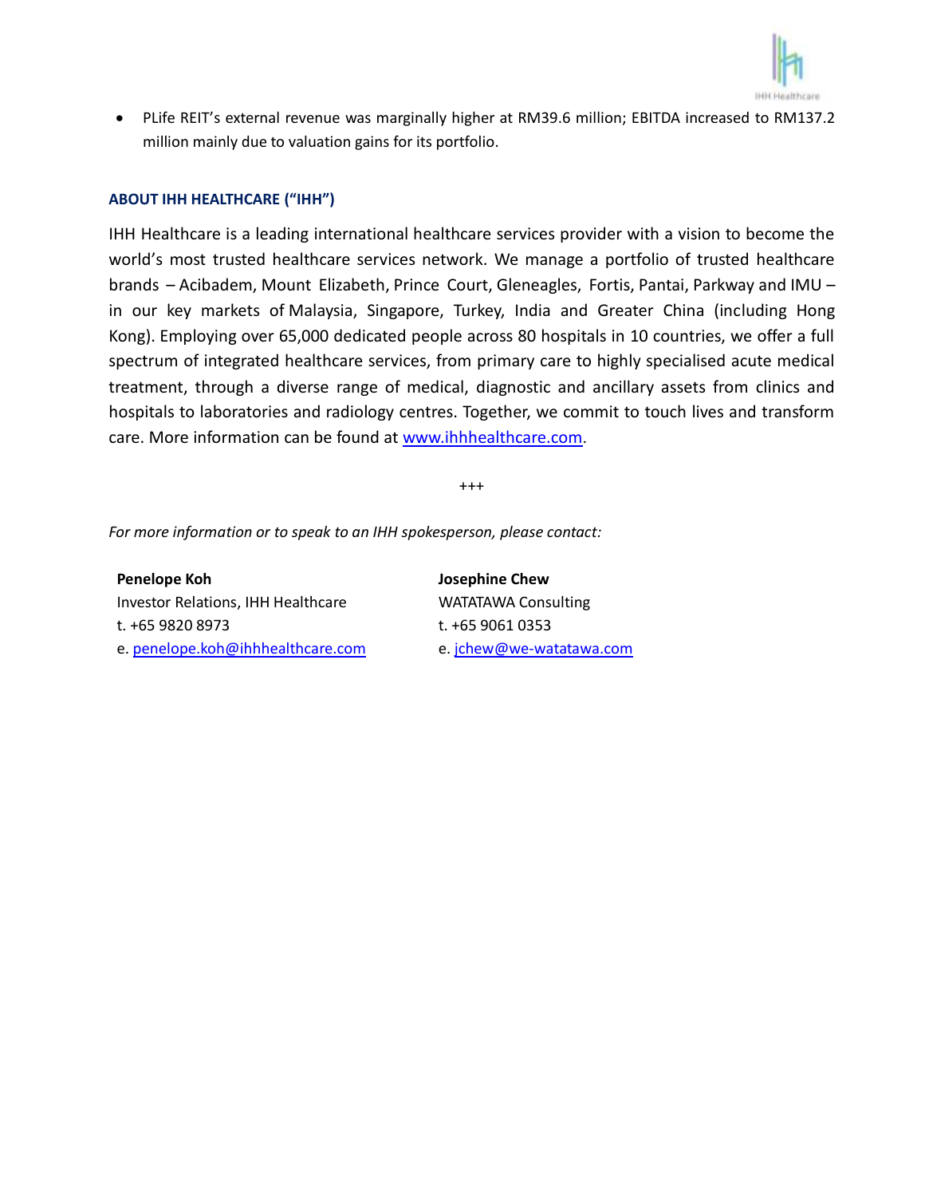- PLife REIT's external revenue was marginally higher at RM39.6 million; EBITDA increased to RM137.2 million mainly due to valuation gains for its portfolio.

### ABOUT IHH HEALTHCARE ("IHH")

IHH Healthcare is a leading international healthcare services provider with a vision to become the world's most trusted healthcare services network. We manage a portfolio of trusted healthcare brands – Acibadem, Mount Elizabeth, Prince Court, Gleneagles, Fortis, Pantai, Parkway and IMU – in our key markets of Malaysia, Singapore, Turkey, India and Greater China (including Hong Kong). Employing over 65,000 dedicated people across 80 hospitals in 10 countries, we offer a full spectrum of integrated healthcare services, from primary care to highly specialised acute medical treatment, through a diverse range of medical, diagnostic and ancillary assets from clinics and hospitals to laboratories and radiology centres. Together, we commit to touch lives and transform care. More information can be found at www.ihhhealthcare.com.

+++

*For more information or to speak to an IHH spokesperson, please contact:*

**Penelope Koh**
Investor Relations, IHH Healthcare
t. +65 9820 8973
e. penelope.koh@ihhhealthcare.com

**Josephine Chew**
WATATAWA Consulting
t. +65 9061 0353
e. jchew@we-watatawa.com